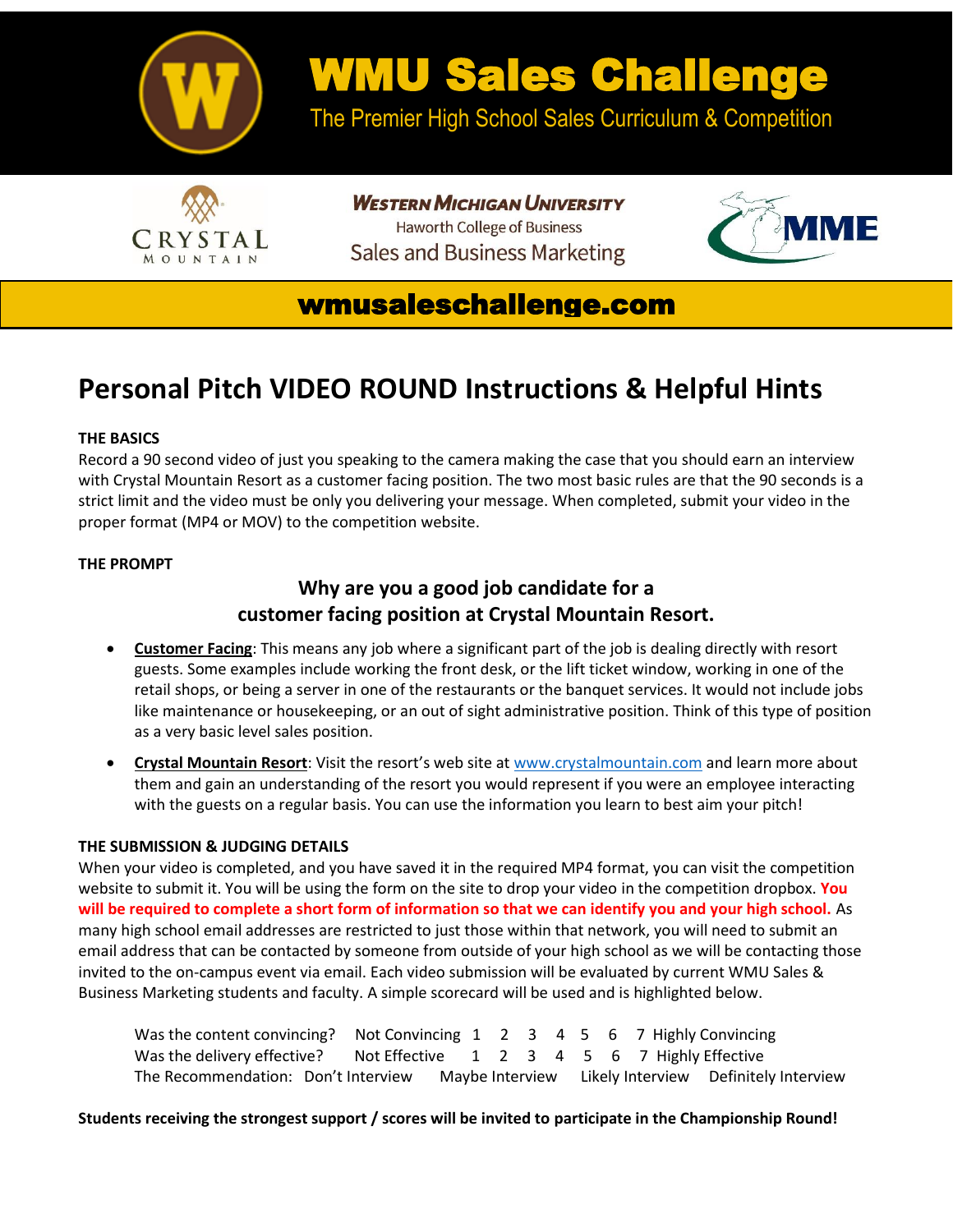# WMU Sales Challenge

The Premier High School Sales Curriculum & Competition

Western Michigan University
Haworth College of Business
Sales and Business Marketing

**wmusaleschallenge.com**

## Personal Pitch VIDEO ROUND Instructions & Helpful Hints

**THE BASICS**

Record a 90 second video of just you speaking to the camera making the case that you should earn an interview with Crystal Mountain Resort as a customer facing position. The two most basic rules are that the 90 seconds is a strict limit and the video must be only you delivering your message. When completed, submit your video in the proper format (MP4 or MOV) to the competition website.

**THE PROMPT**

**Why are you a good job candidate for a customer facing position at Crystal Mountain Resort.**

- **Customer Facing**: This means any job where a significant part of the job is dealing directly with resort guests. Some examples include working the front desk, or the lift ticket window, working in one of the retail shops, or being a server in one of the restaurants or the banquet services. It would not include jobs like maintenance or housekeeping, or an out of sight administrative position. Think of this type of position as a very basic level sales position.
- **Crystal Mountain Resort**: Visit the resort's web site at www.crystalmountain.com and learn more about them and gain an understanding of the resort you would represent if you were an employee interacting with the guests on a regular basis. You can use the information you learn to best aim your pitch!

**THE SUBMISSION & JUDGING DETAILS**

When your video is completed, and you have saved it in the required MP4 format, you can visit the competition website to submit it. You will be using the form on the site to drop your video in the competition dropbox. **You will be required to complete a short form of information so that we can identify you and your high school.** As many high school email addresses are restricted to just those within that network, you will need to submit an email address that can be contacted by someone from outside of your high school as we will be contacting those invited to the on-campus event via email. Each video submission will be evaluated by current WMU Sales & Business Marketing students and faculty. A simple scorecard will be used and is highlighted below.

Was the content convincing? Not Convincing 1 2 3 4 5 6 7 Highly Convincing
Was the delivery effective? Not Effective 1 2 3 4 5 6 7 Highly Effective
The Recommendation: Don't Interview Maybe Interview Likely Interview Definitely Interview

**Students receiving the strongest support / scores will be invited to participate in the Championship Round!**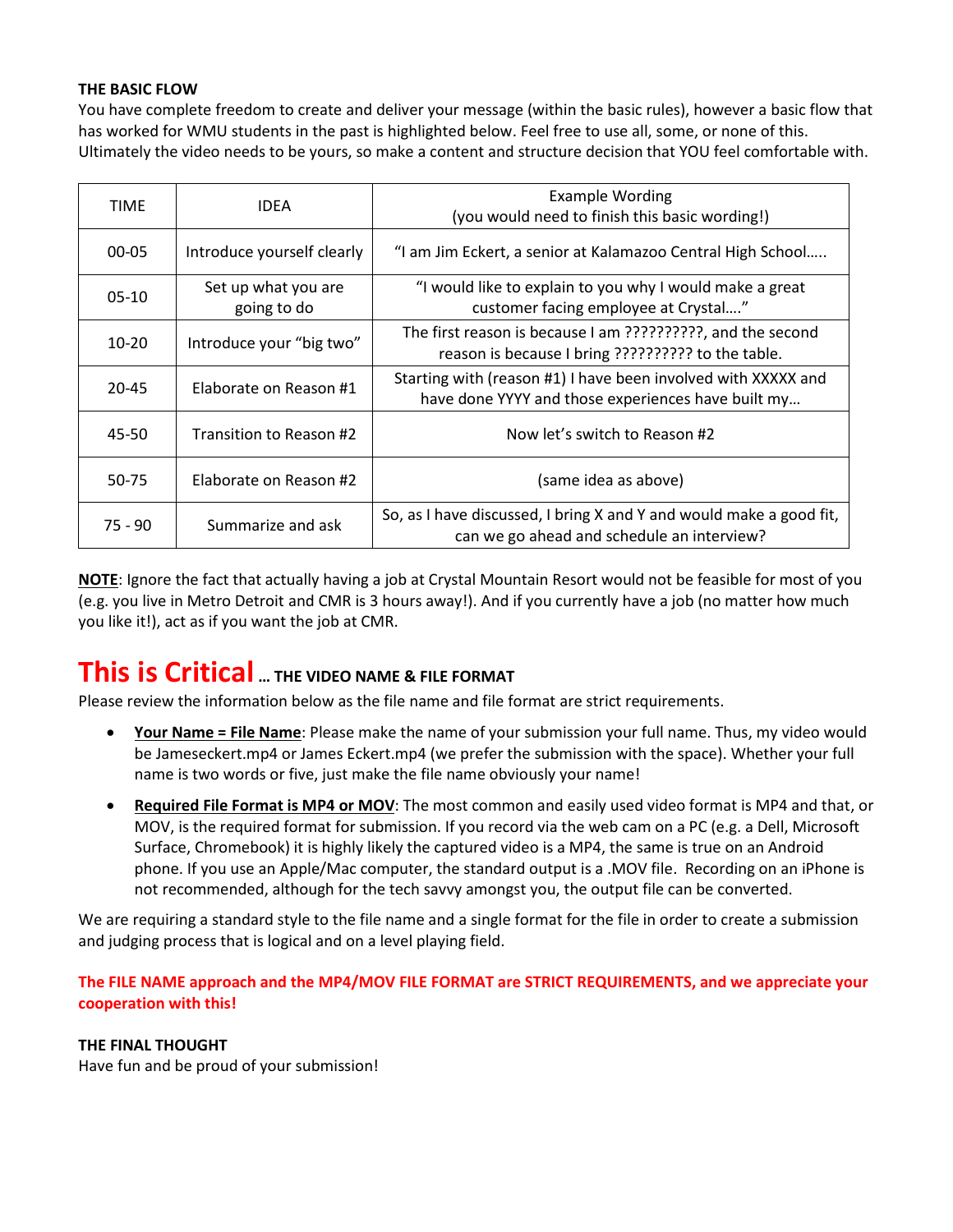**THE BASIC FLOW**

You have complete freedom to create and deliver your message (within the basic rules), however a basic flow that has worked for WMU students in the past is highlighted below. Feel free to use all, some, or none of this. Ultimately the video needs to be yours, so make a content and structure decision that YOU feel comfortable with.

| TIME | IDEA | Example Wording (you would need to finish this basic wording!) |
|---|---|---|
| 00-05 | Introduce yourself clearly | "I am Jim Eckert, a senior at Kalamazoo Central High School….. |
| 05-10 | Set up what you are going to do | "I would like to explain to you why I would make a great customer facing employee at Crystal…." |
| 10-20 | Introduce your "big two" | The first reason is because I am ??????????, and the second reason is because I bring ?????????? to the table. |
| 20-45 | Elaborate on Reason #1 | Starting with (reason #1) I have been involved with XXXXX and have done YYYY and those experiences have built my… |
| 45-50 | Transition to Reason #2 | Now let's switch to Reason #2 |
| 50-75 | Elaborate on Reason #2 | (same idea as above) |
| 75 - 90 | Summarize and ask | So, as I have discussed, I bring X and Y and would make a good fit, can we go ahead and schedule an interview? |

<u>**NOTE**</u>: Ignore the fact that actually having a job at Crystal Mountain Resort would not be feasible for most of you (e.g. you live in Metro Detroit and CMR is 3 hours away!). And if you currently have a job (no matter how much you like it!), act as if you want the job at CMR.

## This is Critical … THE VIDEO NAME & FILE FORMAT

Please review the information below as the file name and file format are strict requirements.

- <u>**Your Name = File Name**</u>: Please make the name of your submission your full name. Thus, my video would be Jameseckert.mp4 or James Eckert.mp4 (we prefer the submission with the space). Whether your full name is two words or five, just make the file name obviously your name!
- <u>**Required File Format is MP4 or MOV**</u>: The most common and easily used video format is MP4 and that, or MOV, is the required format for submission. If you record via the web cam on a PC (e.g. a Dell, Microsoft Surface, Chromebook) it is highly likely the captured video is a MP4, the same is true on an Android phone. If you use an Apple/Mac computer, the standard output is a .MOV file. Recording on an iPhone is not recommended, although for the tech savvy amongst you, the output file can be converted.

We are requiring a standard style to the file name and a single format for the file in order to create a submission and judging process that is logical and on a level playing field.

**The FILE NAME approach and the MP4/MOV FILE FORMAT are STRICT REQUIREMENTS, and we appreciate your cooperation with this!**

**THE FINAL THOUGHT**

Have fun and be proud of your submission!